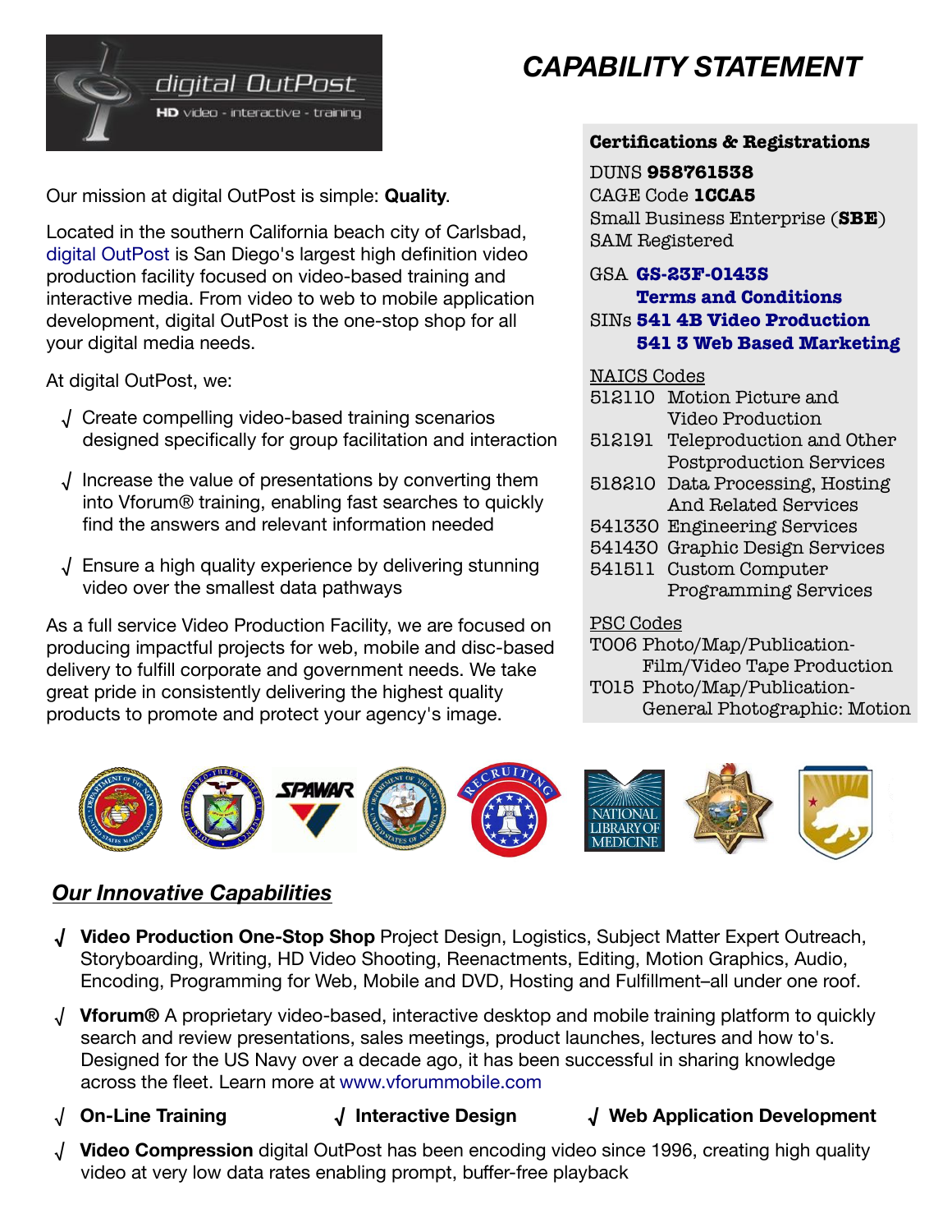digital OutPost
HD video - interactive - training

# CAPABILITY STATEMENT

Our mission at digital OutPost is simple: **Quality**.

Located in the southern California beach city of Carlsbad, digital OutPost is San Diego's largest high definition video production facility focused on video-based training and interactive media. From video to web to mobile application development, digital OutPost is the one-stop shop for all your digital media needs.

At digital OutPost, we:

- √ Create compelling video-based training scenarios designed specifically for group facilitation and interaction
- √ Increase the value of presentations by converting them into Vforum® training, enabling fast searches to quickly find the answers and relevant information needed
- √ Ensure a high quality experience by delivering stunning video over the smallest data pathways

As a full service Video Production Facility, we are focused on producing impactful projects for web, mobile and disc-based delivery to fulfill corporate and government needs. We take great pride in consistently delivering the highest quality products to promote and protect your agency's image.

**Certifications & Registrations**

DUNS **958761538**
CAGE Code **1CCA5**
Small Business Enterprise (**SBE**)
SAM Registered

GSA **GS-23F-0143S**
**Terms and Conditions**
SINs **541 4B Video Production**
**541 3 Web Based Marketing**

NAICS Codes

| | |
|---|---|
| 512110 | Motion Picture and Video Production |
| 512191 | Teleproduction and Other Postproduction Services |
| 518210 | Data Processing, Hosting And Related Services |
| 541330 | Engineering Services |
| 541430 | Graphic Design Services |
| 541511 | Custom Computer Programming Services |

PSC Codes

| | |
|---|---|
| T006 | Photo/Map/Publication-Film/Video Tape Production |
| T015 | Photo/Map/Publication-General Photographic: Motion |

SPAWAR

RECRUITING

NATIONAL LIBRARY OF MEDICINE

## *Our Innovative Capabilities*

- √ **Video Production One-Stop Shop** Project Design, Logistics, Subject Matter Expert Outreach, Storyboarding, Writing, HD Video Shooting, Reenactments, Editing, Motion Graphics, Audio, Encoding, Programming for Web, Mobile and DVD, Hosting and Fulfillment–all under one roof.
- √ **Vforum®** A proprietary video-based, interactive desktop and mobile training platform to quickly search and review presentations, sales meetings, product launches, lectures and how to's. Designed for the US Navy over a decade ago, it has been successful in sharing knowledge across the fleet. Learn more at www.vforummobile.com
- √ **On-Line Training**
- √ **Interactive Design**
- √ **Web Application Development**
- √ **Video Compression** digital OutPost has been encoding video since 1996, creating high quality video at very low data rates enabling prompt, buffer-free playback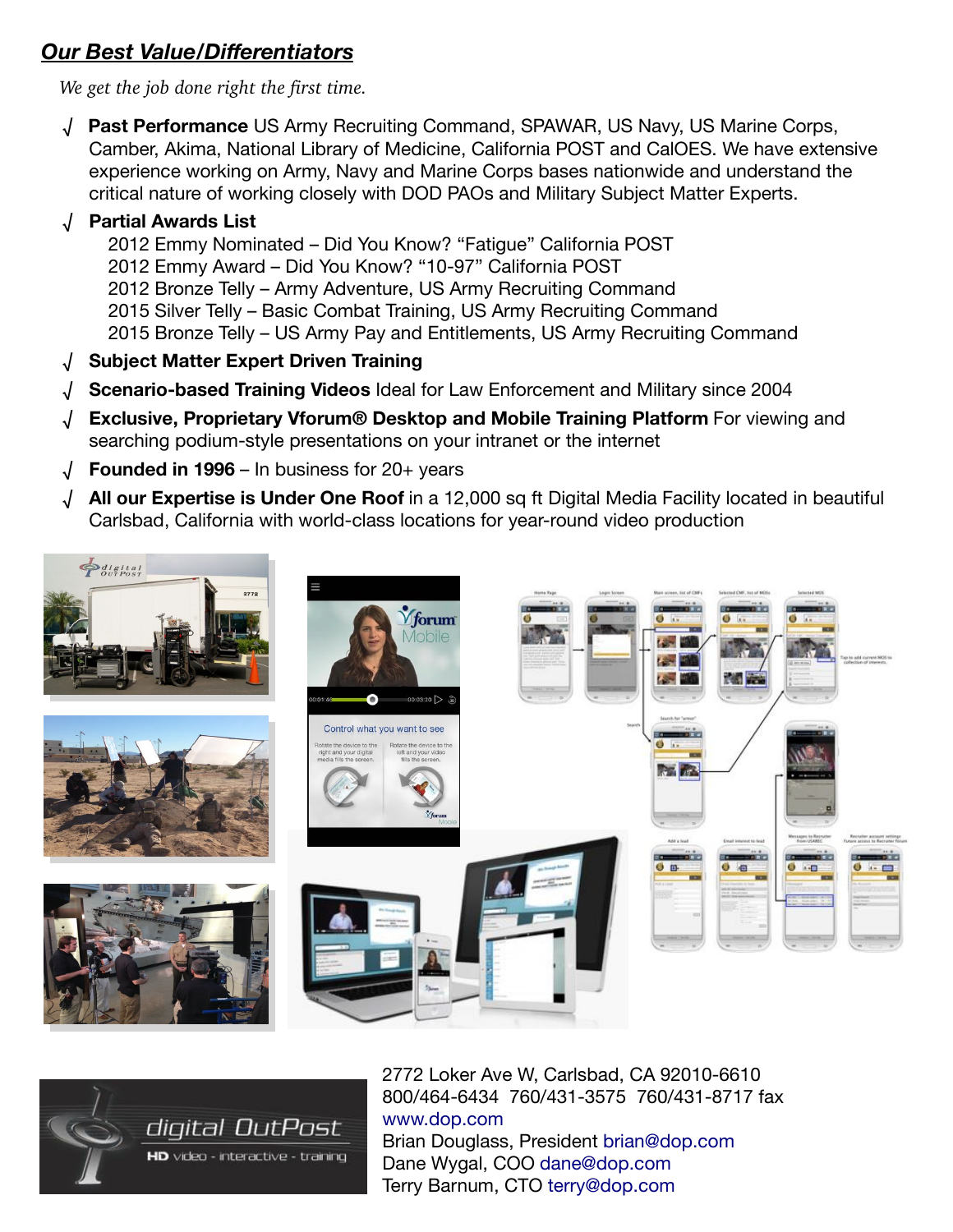## ***Our Best Value/Differentiators***

*We get the job done right the first time.*

- √ **Past Performance** US Army Recruiting Command, SPAWAR, US Navy, US Marine Corps, Camber, Akima, National Library of Medicine, California POST and CalOES. We have extensive experience working on Army, Navy and Marine Corps bases nationwide and understand the critical nature of working closely with DOD PAOs and Military Subject Matter Experts.
- √ **Partial Awards List**
  - 2012 Emmy Nominated – Did You Know? "Fatigue" California POST
  - 2012 Emmy Award – Did You Know? "10-97" California POST
  - 2012 Bronze Telly – Army Adventure, US Army Recruiting Command
  - 2015 Silver Telly – Basic Combat Training, US Army Recruiting Command
  - 2015 Bronze Telly – US Army Pay and Entitlements, US Army Recruiting Command
- √ **Subject Matter Expert Driven Training**
- √ **Scenario-based Training Videos** Ideal for Law Enforcement and Military since 2004
- √ **Exclusive, Proprietary Vforum® Desktop and Mobile Training Platform** For viewing and searching podium-style presentations on your intranet or the internet
- √ **Founded in 1996** – In business for 20+ years
- √ **All our Expertise is Under One Roof** in a 12,000 sq ft Digital Media Facility located in beautiful Carlsbad, California with world-class locations for year-round video production

digital OutPost
HD video - interactive - training

2772 Loker Ave W, Carlsbad, CA 92010-6610
800/464-6434 760/431-3575 760/431-8717 fax
www.dop.com
Brian Douglass, President brian@dop.com
Dane Wygal, COO dane@dop.com
Terry Barnum, CTO terry@dop.com